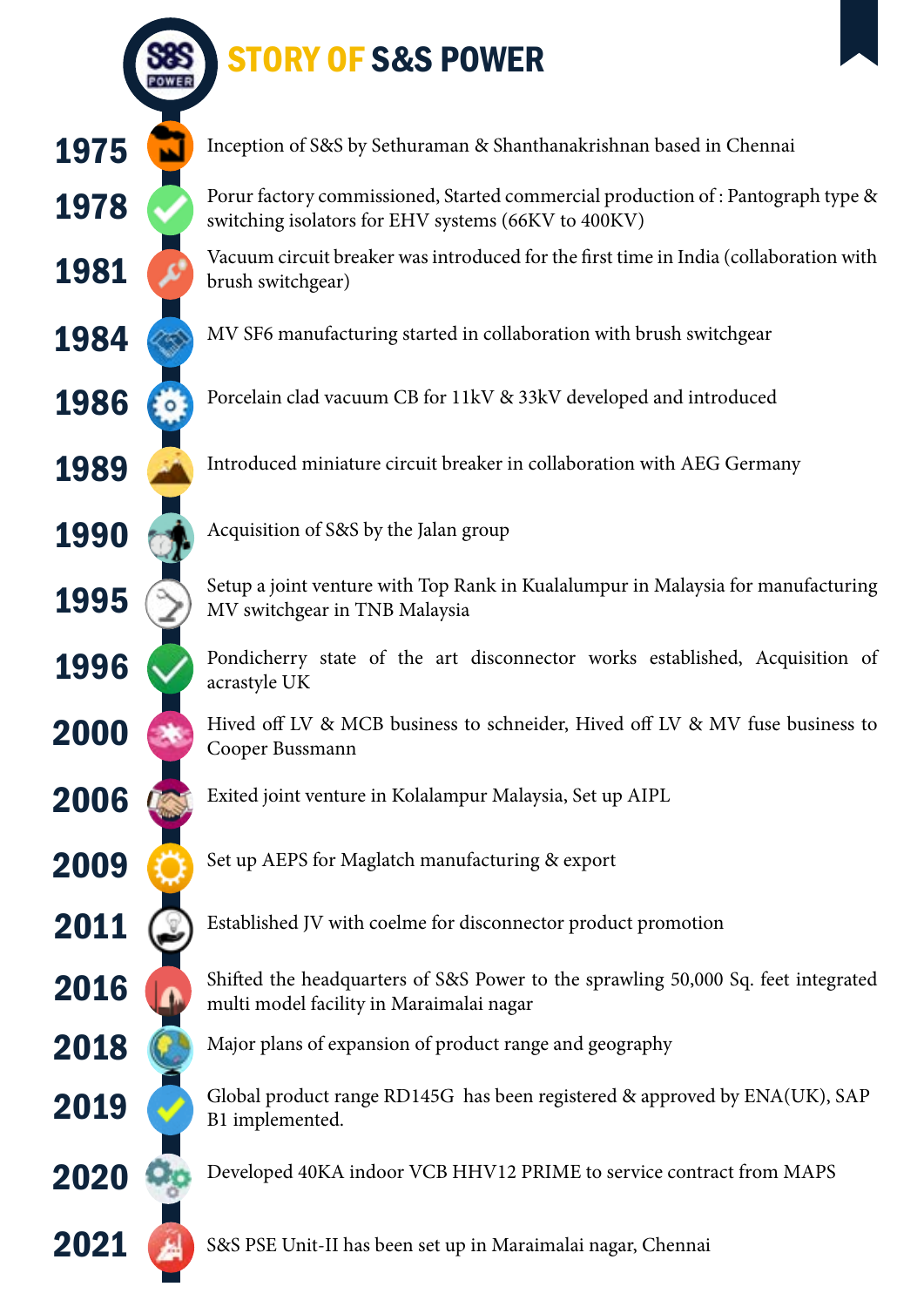# STORY OF S&S POWER

- **1975** — Inception of S&S by Sethuraman & Shanthanakrishnan based in Chennai
- **1978** — Porur factory commissioned, Started commercial production of : Pantograph type & switching isolators for EHV systems (66KV to 400KV)
- **1981** — Vacuum circuit breaker was introduced for the first time in India (collaboration with brush switchgear)
- **1984** — MV SF6 manufacturing started in collaboration with brush switchgear
- **1986** — Porcelain clad vacuum CB for 11kV & 33kV developed and introduced
- **1989** — Introduced miniature circuit breaker in collaboration with AEG Germany
- **1990** — Acquisition of S&S by the Jalan group
- **1995** — Setup a joint venture with Top Rank in Kualalumpur in Malaysia for manufacturing MV switchgear in TNB Malaysia
- **1996** — Pondicherry state of the art disconnector works established, Acquisition of acrastyle UK
- **2000** — Hived off LV & MCB business to schneider, Hived off LV & MV fuse business to Cooper Bussmann
- **2006** — Exited joint venture in Kolalampur Malaysia, Set up AIPL
- **2009** — Set up AEPS for Maglatch manufacturing & export
- **2011** — Established JV with coelme for disconnector product promotion
- **2016** — Shifted the headquarters of S&S Power to the sprawling 50,000 Sq. feet integrated multi model facility in Maraimalai nagar
- **2018** — Major plans of expansion of product range and geography
- **2019** — Global product range RD145G has been registered & approved by ENA(UK), SAP B1 implemented.
- **2020** — Developed 40KA indoor VCB HHV12 PRIME to service contract from MAPS
- **2021** — S&S PSE Unit-II has been set up in Maraimalai nagar, Chennai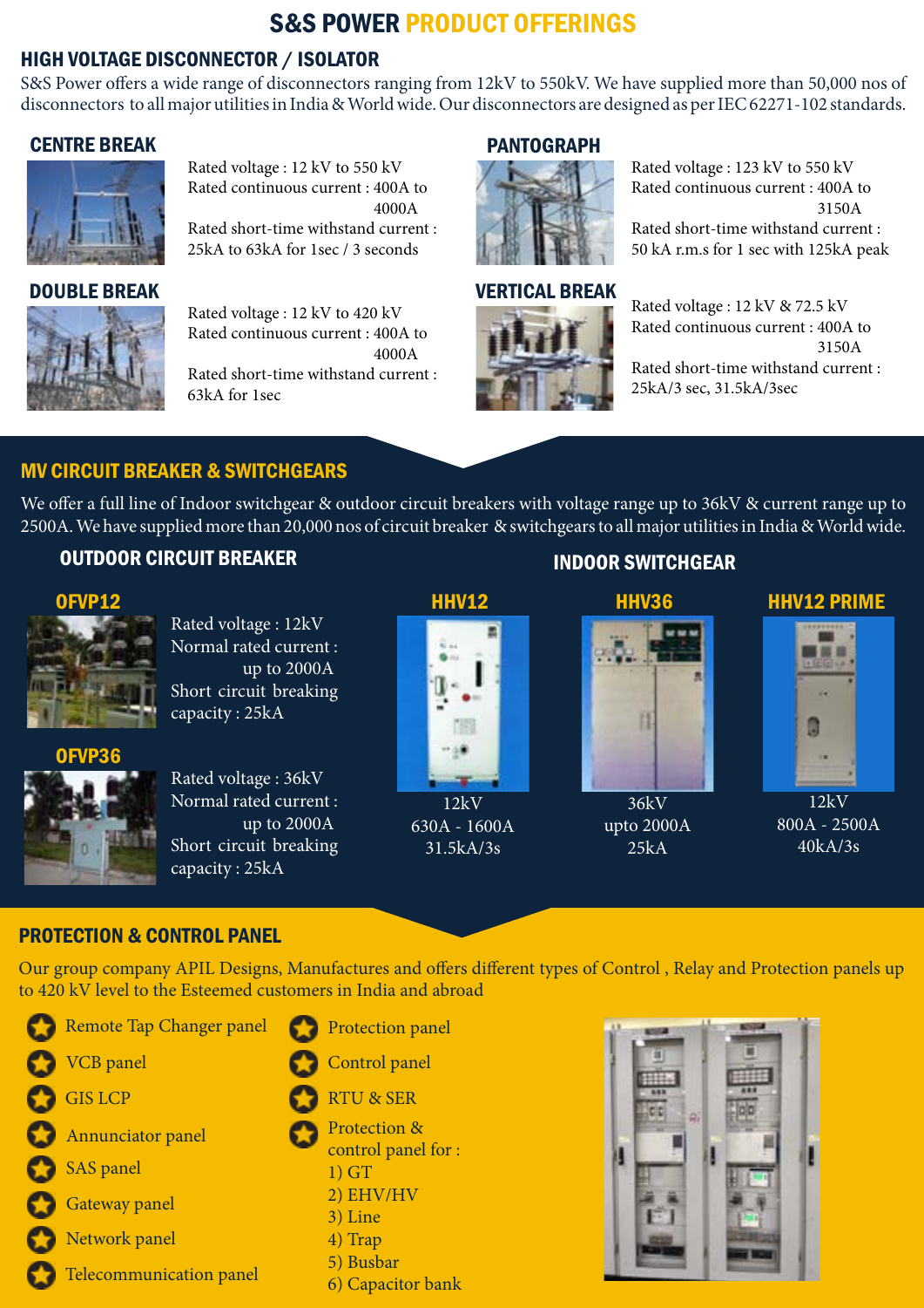# S&S POWER PRODUCT OFFERINGS

## HIGH VOLTAGE DISCONNECTOR / ISOLATOR

S&S Power offers a wide range of disconnectors ranging from 12kV to 550kV. We have supplied more than 50,000 nos of disconnectors to all major utilities in India & World wide. Our disconnectors are designed as per IEC 62271-102 standards.

### CENTRE BREAK

Rated voltage : 12 kV to 550 kV
Rated continuous current : 400A to 4000A
Rated short-time withstand current : 25kA to 63kA for 1sec / 3 seconds

### DOUBLE BREAK

Rated voltage : 12 kV to 420 kV
Rated continuous current : 400A to 4000A
Rated short-time withstand current : 63kA for 1sec

### PANTOGRAPH

Rated voltage : 123 kV to 550 kV
Rated continuous current : 400A to 3150A
Rated short-time withstand current : 50 kA r.m.s for 1 sec with 125kA peak

### VERTICAL BREAK

Rated voltage : 12 kV & 72.5 kV
Rated continuous current : 400A to 3150A
Rated short-time withstand current : 25kA/3 sec, 31.5kA/3sec

## MV CIRCUIT BREAKER & SWITCHGEARS

We offer a full line of Indoor switchgear & outdoor circuit breakers with voltage range up to 36kV & current range up to 2500A. We have supplied more than 20,000 nos of circuit breaker & switchgears to all major utilities in India & World wide.

### OUTDOOR CIRCUIT BREAKER

#### OFVP12

Rated voltage : 12kV
Normal rated current : up to 2000A
Short circuit breaking capacity : 25kA

#### OFVP36

Rated voltage : 36kV
Normal rated current : up to 2000A
Short circuit breaking capacity : 25kA

### INDOOR SWITCHGEAR

#### HHV12

12kV
630A - 1600A
31.5kA/3s

#### HHV36

36kV
upto 2000A
25kA

#### HHV12 PRIME

12kV
800A - 2500A
40kA/3s

## PROTECTION & CONTROL PANEL

Our group company APIL Designs, Manufactures and offers different types of Control , Relay and Protection panels up to 420 kV level to the Esteemed customers in India and abroad

- Remote Tap Changer panel
- VCB panel
- GIS LCP
- Annunciator panel
- SAS panel
- Gateway panel
- Network panel
- Telecommunication panel
- Protection panel
- Control panel
- RTU & SER
- Protection & control panel for :
  1) GT
  2) EHV/HV
  3) Line
  4) Trap
  5) Busbar
  6) Capacitor bank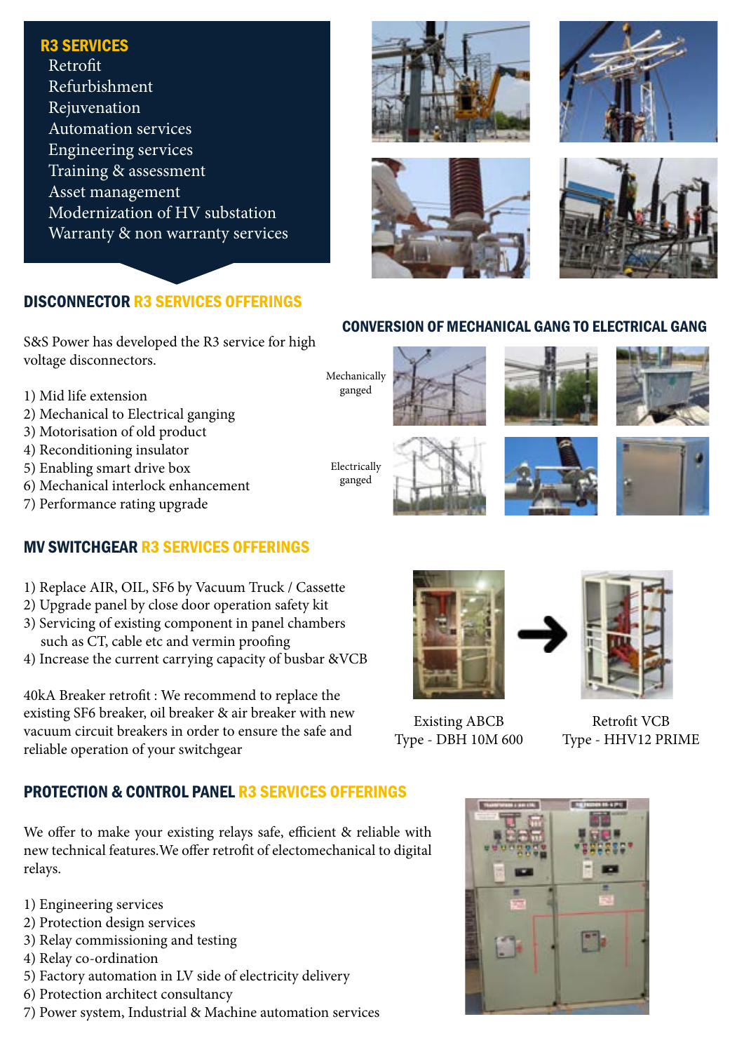## R3 SERVICES

- Retrofit
- Refurbishment
- Rejuvenation
- Automation services
- Engineering services
- Training & assessment
- Asset management
- Modernization of HV substation
- Warranty & non warranty services

## DISCONNECTOR R3 SERVICES OFFERINGS

S&S Power has developed the R3 service for high voltage disconnectors.

1) Mid life extension
2) Mechanical to Electrical ganging
3) Motorisation of old product
4) Reconditioning insulator
5) Enabling smart drive box
6) Mechanical interlock enhancement
7) Performance rating upgrade

## CONVERSION OF MECHANICAL GANG TO ELECTRICAL GANG

Mechanically ganged

Electrically ganged

## MV SWITCHGEAR R3 SERVICES OFFERINGS

1) Replace AIR, OIL, SF6 by Vacuum Truck / Cassette
2) Upgrade panel by close door operation safety kit
3) Servicing of existing component in panel chambers such as CT, cable etc and vermin proofing
4) Increase the current carrying capacity of busbar &VCB

40kA Breaker retrofit : We recommend to replace the existing SF6 breaker, oil breaker & air breaker with new vacuum circuit breakers in order to ensure the safe and reliable operation of your switchgear

Existing ABCB
Type - DBH 10M 600

Retrofit VCB
Type - HHV12 PRIME

## PROTECTION & CONTROL PANEL R3 SERVICES OFFERINGS

We offer to make your existing relays safe, efficient & reliable with new technical features.We offer retrofit of electomechanical to digital relays.

1) Engineering services
2) Protection design services
3) Relay commissioning and testing
4) Relay co-ordination
5) Factory automation in LV side of electricity delivery
6) Protection architect consultancy
7) Power system, Industrial & Machine automation services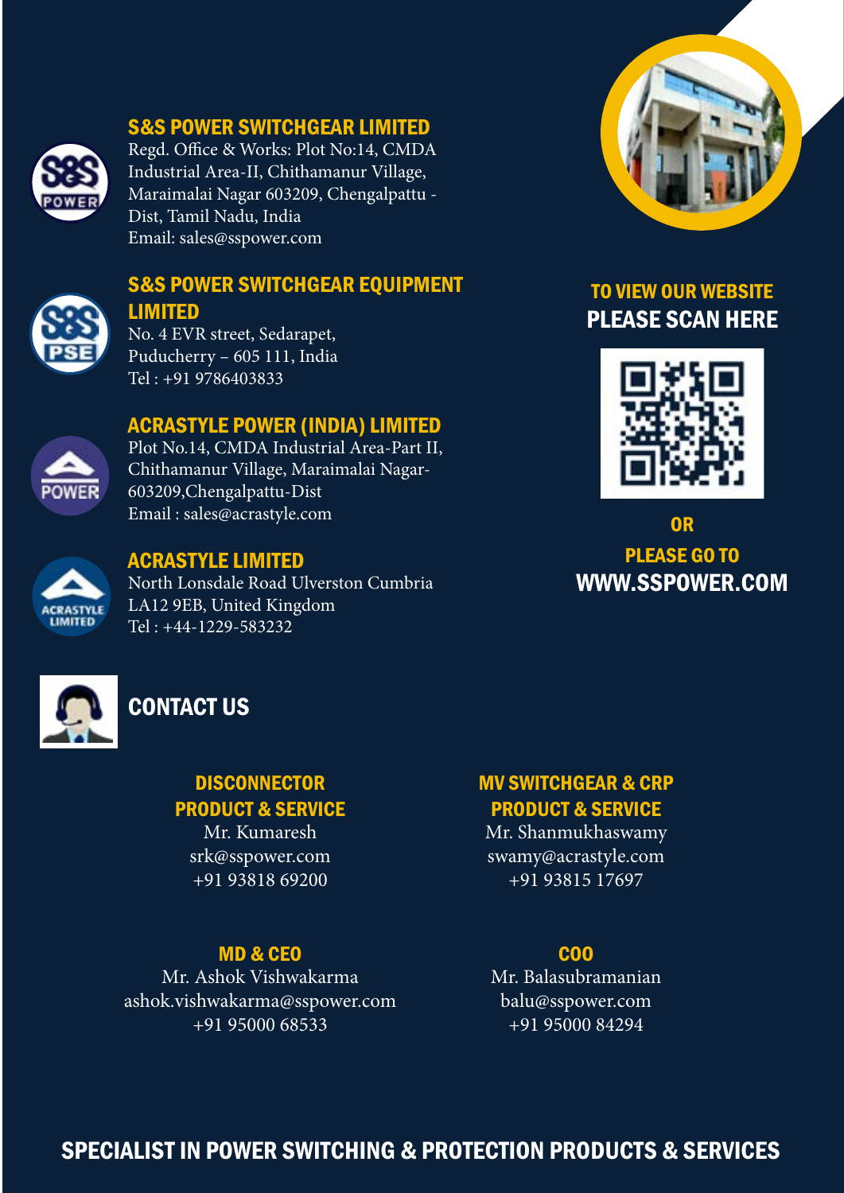## S&S POWER SWITCHGEAR LIMITED

Regd. Office & Works: Plot No:14, CMDA Industrial Area-II, Chithamanur Village, Maraimalai Nagar 603209, Chengalpattu - Dist, Tamil Nadu, India
Email: sales@sspower.com

## S&S POWER SWITCHGEAR EQUIPMENT LIMITED

No. 4 EVR street, Sedarapet, Puducherry – 605 111, India
Tel : +91 9786403833

## ACRASTYLE POWER (INDIA) LIMITED

Plot No.14, CMDA Industrial Area-Part II, Chithamanur Village, Maraimalai Nagar-603209,Chengalpattu-Dist
Email : sales@acrastyle.com

## ACRASTYLE LIMITED

North Lonsdale Road Ulverston Cumbria LA12 9EB, United Kingdom
Tel : +44-1229-583232

**TO VIEW OUR WEBSITE**
**PLEASE SCAN HERE**

**OR**

**PLEASE GO TO**
**WWW.SSPOWER.COM**

## CONTACT US

**DISCONNECTOR PRODUCT & SERVICE**
Mr. Kumaresh
srk@sspower.com
+91 93818 69200

**MV SWITCHGEAR & CRP PRODUCT & SERVICE**
Mr. Shanmukhaswamy
swamy@acrastyle.com
+91 93815 17697

**MD & CEO**
Mr. Ashok Vishwakarma
ashok.vishwakarma@sspower.com
+91 95000 68533

**COO**
Mr. Balasubramanian
balu@sspower.com
+91 95000 84294

**SPECIALIST IN POWER SWITCHING & PROTECTION PRODUCTS & SERVICES**